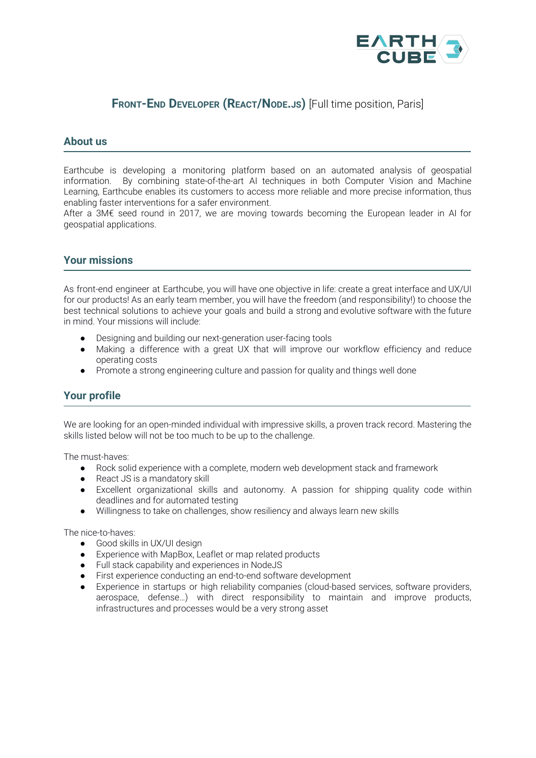# FRONT-END DEVELOPER (REACT/NODE.JS) [Full time position, Paris]

## About us

Earthcube is developing a monitoring platform based on an automated analysis of geospatial information. By combining state-of-the-art AI techniques in both Computer Vision and Machine Learning, Earthcube enables its customers to access more reliable and more precise information, thus enabling faster interventions for a safer environment.
After a 3M€ seed round in 2017, we are moving towards becoming the European leader in AI for geospatial applications.

## Your missions

As front-end engineer at Earthcube, you will have one objective in life: create a great interface and UX/UI for our products! As an early team member, you will have the freedom (and responsibility!) to choose the best technical solutions to achieve your goals and build a strong and evolutive software with the future in mind. Your missions will include:

- Designing and building our next-generation user-facing tools
- Making a difference with a great UX that will improve our workflow efficiency and reduce operating costs
- Promote a strong engineering culture and passion for quality and things well done

## Your profile

We are looking for an open-minded individual with impressive skills, a proven track record. Mastering the skills listed below will not be too much to be up to the challenge.

The must-haves:

- Rock solid experience with a complete, modern web development stack and framework
- React JS is a mandatory skill
- Excellent organizational skills and autonomy. A passion for shipping quality code within deadlines and for automated testing
- Willingness to take on challenges, show resiliency and always learn new skills

The nice-to-haves:

- Good skills in UX/UI design
- Experience with MapBox, Leaflet or map related products
- Full stack capability and experiences in NodeJS
- First experience conducting an end-to-end software development
- Experience in startups or high reliability companies (cloud-based services, software providers, aerospace, defense…) with direct responsibility to maintain and improve products, infrastructures and processes would be a very strong asset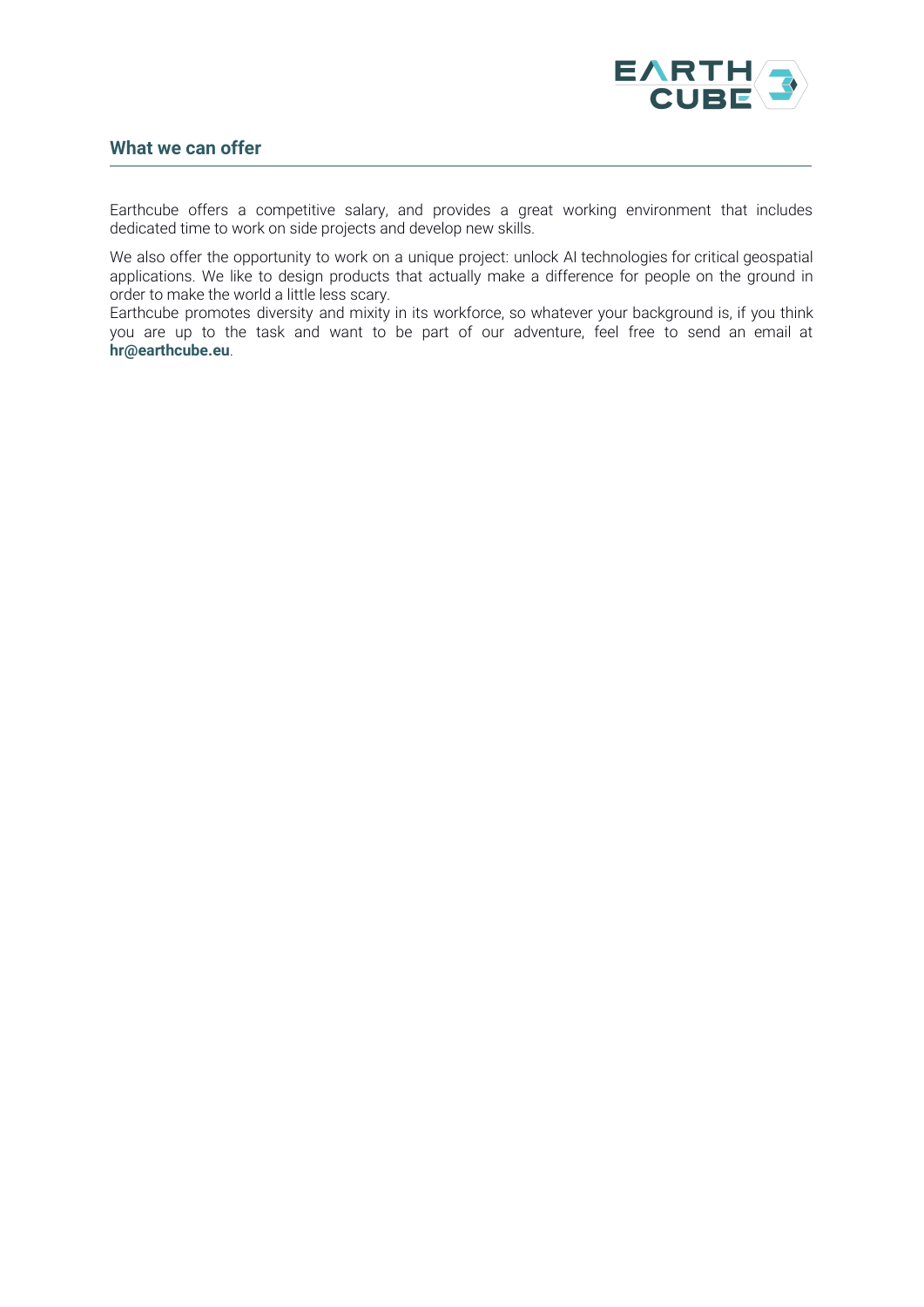## What we can offer

Earthcube offers a competitive salary, and provides a great working environment that includes dedicated time to work on side projects and develop new skills.

We also offer the opportunity to work on a unique project: unlock AI technologies for critical geospatial applications. We like to design products that actually make a difference for people on the ground in order to make the world a little less scary.
Earthcube promotes diversity and mixity in its workforce, so whatever your background is, if you think you are up to the task and want to be part of our adventure, feel free to send an email at **hr@earthcube.eu**.